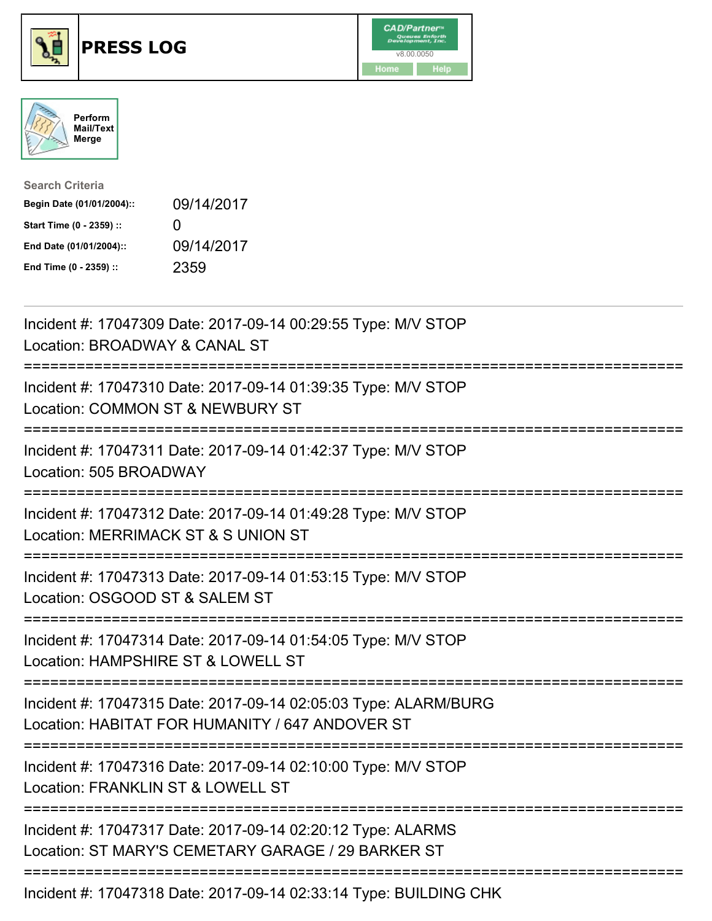# PRESS LOG

Perform Mail/Text Merge

**Search Criteria**

| | |
|---|---|
| **Begin Date (01/01/2004)::** | 09/14/2017 |
| **Start Time (0 - 2359) ::** | 0 |
| **End Date (01/01/2004)::** | 09/14/2017 |
| **End Time (0 - 2359) ::** | 2359 |

---

Incident #: 17047309 Date: 2017-09-14 00:29:55 Type: M/V STOP
Location: BROADWAY & CANAL ST

===========================================================================

Incident #: 17047310 Date: 2017-09-14 01:39:35 Type: M/V STOP
Location: COMMON ST & NEWBURY ST

===========================================================================

Incident #: 17047311 Date: 2017-09-14 01:42:37 Type: M/V STOP
Location: 505 BROADWAY

===========================================================================

Incident #: 17047312 Date: 2017-09-14 01:49:28 Type: M/V STOP
Location: MERRIMACK ST & S UNION ST

===========================================================================

Incident #: 17047313 Date: 2017-09-14 01:53:15 Type: M/V STOP
Location: OSGOOD ST & SALEM ST

===========================================================================

Incident #: 17047314 Date: 2017-09-14 01:54:05 Type: M/V STOP
Location: HAMPSHIRE ST & LOWELL ST

===========================================================================

Incident #: 17047315 Date: 2017-09-14 02:05:03 Type: ALARM/BURG
Location: HABITAT FOR HUMANITY / 647 ANDOVER ST

===========================================================================

Incident #: 17047316 Date: 2017-09-14 02:10:00 Type: M/V STOP
Location: FRANKLIN ST & LOWELL ST

===========================================================================

Incident #: 17047317 Date: 2017-09-14 02:20:12 Type: ALARMS
Location: ST MARY'S CEMETARY GARAGE / 29 BARKER ST

===========================================================================

Incident #: 17047318 Date: 2017-09-14 02:33:14 Type: BUILDING CHK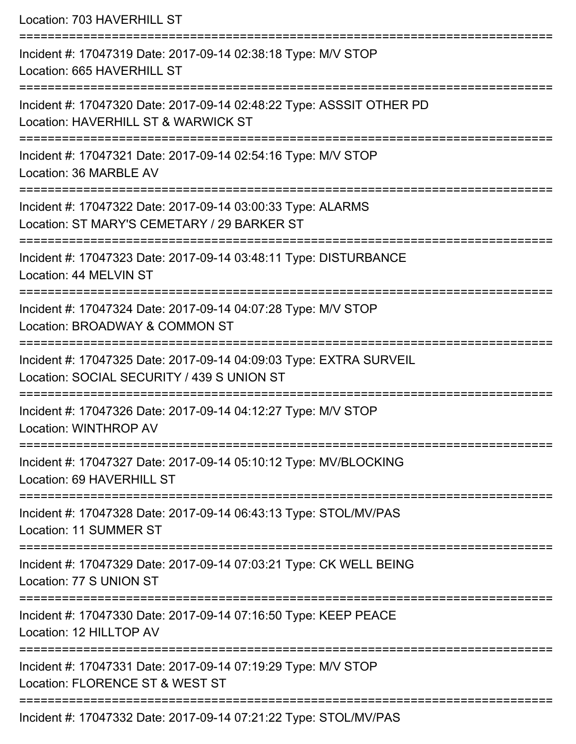Location: 703 HAVERHILL ST

===========================================================================

Incident #: 17047319 Date: 2017-09-14 02:38:18 Type: M/V STOP

Location: 665 HAVERHILL ST

===========================================================================

Incident #: 17047320 Date: 2017-09-14 02:48:22 Type: ASSSIT OTHER PD

Location: HAVERHILL ST & WARWICK ST

===========================================================================

Incident #: 17047321 Date: 2017-09-14 02:54:16 Type: M/V STOP

Location: 36 MARBLE AV

===========================================================================

Incident #: 17047322 Date: 2017-09-14 03:00:33 Type: ALARMS

Location: ST MARY'S CEMETARY / 29 BARKER ST

===========================================================================

Incident #: 17047323 Date: 2017-09-14 03:48:11 Type: DISTURBANCE

Location: 44 MELVIN ST

===========================================================================

Incident #: 17047324 Date: 2017-09-14 04:07:28 Type: M/V STOP

Location: BROADWAY & COMMON ST

===========================================================================

Incident #: 17047325 Date: 2017-09-14 04:09:03 Type: EXTRA SURVEIL

Location: SOCIAL SECURITY / 439 S UNION ST

===========================================================================

Incident #: 17047326 Date: 2017-09-14 04:12:27 Type: M/V STOP

Location: WINTHROP AV

===========================================================================

Incident #: 17047327 Date: 2017-09-14 05:10:12 Type: MV/BLOCKING

Location: 69 HAVERHILL ST

===========================================================================

Incident #: 17047328 Date: 2017-09-14 06:43:13 Type: STOL/MV/PAS

Location: 11 SUMMER ST

===========================================================================

Incident #: 17047329 Date: 2017-09-14 07:03:21 Type: CK WELL BEING

Location: 77 S UNION ST

===========================================================================

Incident #: 17047330 Date: 2017-09-14 07:16:50 Type: KEEP PEACE

Location: 12 HILLTOP AV

===========================================================================

Incident #: 17047331 Date: 2017-09-14 07:19:29 Type: M/V STOP

Location: FLORENCE ST & WEST ST

===========================================================================

Incident #: 17047332 Date: 2017-09-14 07:21:22 Type: STOL/MV/PAS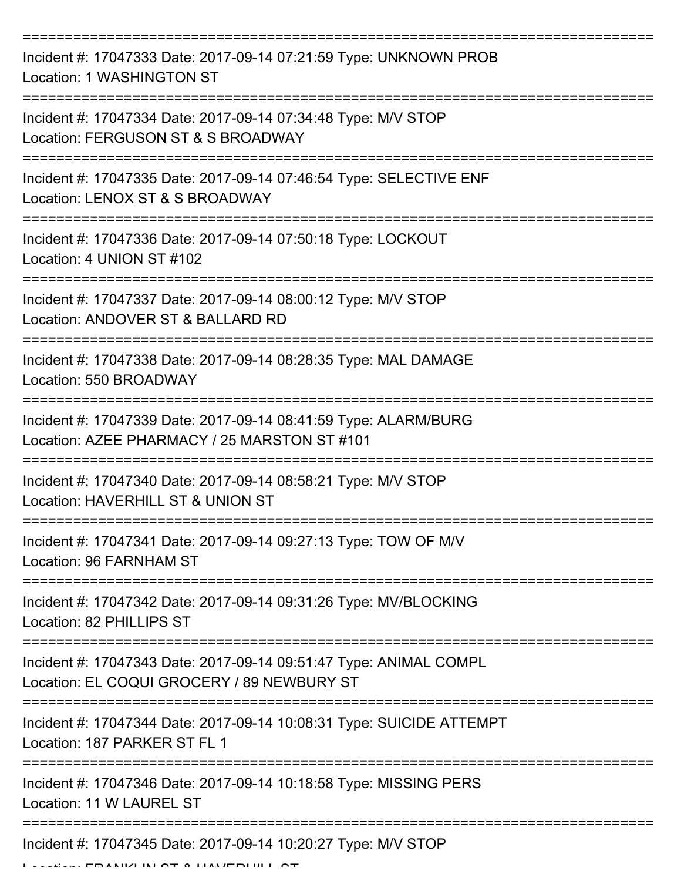===========================================================================

Incident #: 17047333 Date: 2017-09-14 07:21:59 Type: UNKNOWN PROB
Location: 1 WASHINGTON ST

===========================================================================

Incident #: 17047334 Date: 2017-09-14 07:34:48 Type: M/V STOP
Location: FERGUSON ST & S BROADWAY

===========================================================================

Incident #: 17047335 Date: 2017-09-14 07:46:54 Type: SELECTIVE ENF
Location: LENOX ST & S BROADWAY

===========================================================================

Incident #: 17047336 Date: 2017-09-14 07:50:18 Type: LOCKOUT
Location: 4 UNION ST #102

===========================================================================

Incident #: 17047337 Date: 2017-09-14 08:00:12 Type: M/V STOP
Location: ANDOVER ST & BALLARD RD

===========================================================================

Incident #: 17047338 Date: 2017-09-14 08:28:35 Type: MAL DAMAGE
Location: 550 BROADWAY

===========================================================================

Incident #: 17047339 Date: 2017-09-14 08:41:59 Type: ALARM/BURG
Location: AZEE PHARMACY / 25 MARSTON ST #101

===========================================================================

Incident #: 17047340 Date: 2017-09-14 08:58:21 Type: M/V STOP
Location: HAVERHILL ST & UNION ST

===========================================================================

Incident #: 17047341 Date: 2017-09-14 09:27:13 Type: TOW OF M/V
Location: 96 FARNHAM ST

===========================================================================

Incident #: 17047342 Date: 2017-09-14 09:31:26 Type: MV/BLOCKING
Location: 82 PHILLIPS ST

===========================================================================

Incident #: 17047343 Date: 2017-09-14 09:51:47 Type: ANIMAL COMPL
Location: EL COQUI GROCERY / 89 NEWBURY ST

===========================================================================

Incident #: 17047344 Date: 2017-09-14 10:08:31 Type: SUICIDE ATTEMPT
Location: 187 PARKER ST FL 1

===========================================================================

Incident #: 17047346 Date: 2017-09-14 10:18:58 Type: MISSING PERS
Location: 11 W LAUREL ST

===========================================================================

Incident #: 17047345 Date: 2017-09-14 10:20:27 Type: M/V STOP
Location: FRANKLIN ST & HAVERHILL ST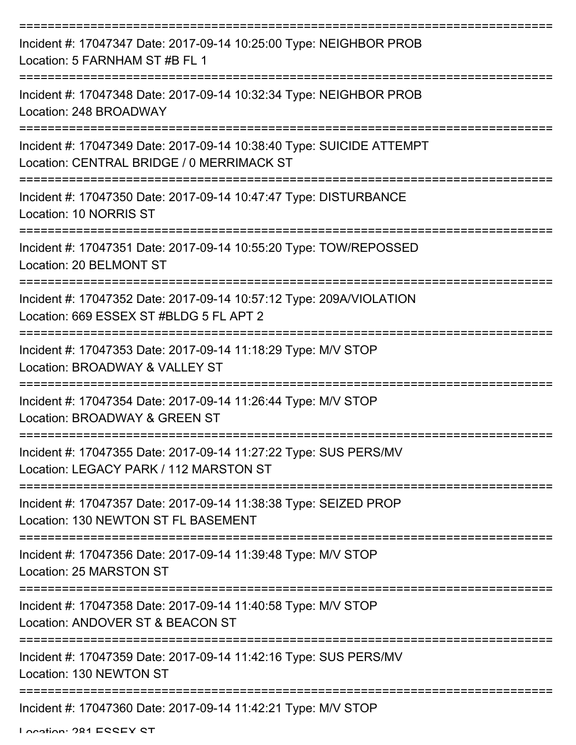===========================================================================

Incident #: 17047347 Date: 2017-09-14 10:25:00 Type: NEIGHBOR PROB
Location: 5 FARNHAM ST #B FL 1

===========================================================================

Incident #: 17047348 Date: 2017-09-14 10:32:34 Type: NEIGHBOR PROB
Location: 248 BROADWAY

===========================================================================

Incident #: 17047349 Date: 2017-09-14 10:38:40 Type: SUICIDE ATTEMPT
Location: CENTRAL BRIDGE / 0 MERRIMACK ST

===========================================================================

Incident #: 17047350 Date: 2017-09-14 10:47:47 Type: DISTURBANCE
Location: 10 NORRIS ST

===========================================================================

Incident #: 17047351 Date: 2017-09-14 10:55:20 Type: TOW/REPOSSED
Location: 20 BELMONT ST

===========================================================================

Incident #: 17047352 Date: 2017-09-14 10:57:12 Type: 209A/VIOLATION
Location: 669 ESSEX ST #BLDG 5 FL APT 2

===========================================================================

Incident #: 17047353 Date: 2017-09-14 11:18:29 Type: M/V STOP
Location: BROADWAY & VALLEY ST

===========================================================================

Incident #: 17047354 Date: 2017-09-14 11:26:44 Type: M/V STOP
Location: BROADWAY & GREEN ST

===========================================================================

Incident #: 17047355 Date: 2017-09-14 11:27:22 Type: SUS PERS/MV
Location: LEGACY PARK / 112 MARSTON ST

===========================================================================

Incident #: 17047357 Date: 2017-09-14 11:38:38 Type: SEIZED PROP
Location: 130 NEWTON ST FL BASEMENT

===========================================================================

Incident #: 17047356 Date: 2017-09-14 11:39:48 Type: M/V STOP
Location: 25 MARSTON ST

===========================================================================

Incident #: 17047358 Date: 2017-09-14 11:40:58 Type: M/V STOP
Location: ANDOVER ST & BEACON ST

===========================================================================

Incident #: 17047359 Date: 2017-09-14 11:42:16 Type: SUS PERS/MV
Location: 130 NEWTON ST

===========================================================================

Incident #: 17047360 Date: 2017-09-14 11:42:21 Type: M/V STOP
Location: 281 ESSEX ST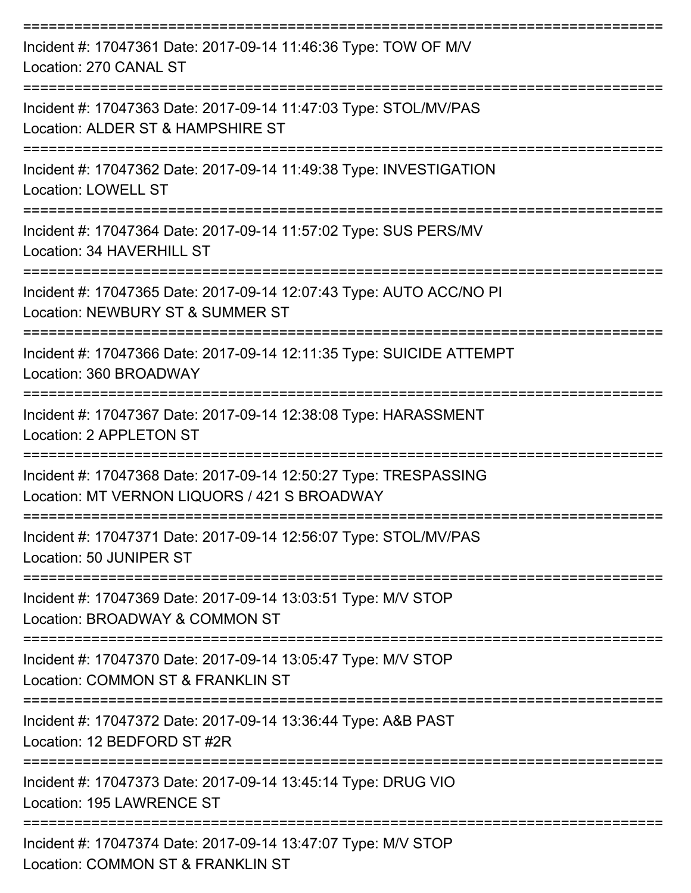===========================================================================

Incident #: 17047361 Date: 2017-09-14 11:46:36 Type: TOW OF M/V
Location: 270 CANAL ST

===========================================================================

Incident #: 17047363 Date: 2017-09-14 11:47:03 Type: STOL/MV/PAS
Location: ALDER ST & HAMPSHIRE ST

===========================================================================

Incident #: 17047362 Date: 2017-09-14 11:49:38 Type: INVESTIGATION
Location: LOWELL ST

===========================================================================

Incident #: 17047364 Date: 2017-09-14 11:57:02 Type: SUS PERS/MV
Location: 34 HAVERHILL ST

===========================================================================

Incident #: 17047365 Date: 2017-09-14 12:07:43 Type: AUTO ACC/NO PI
Location: NEWBURY ST & SUMMER ST

===========================================================================

Incident #: 17047366 Date: 2017-09-14 12:11:35 Type: SUICIDE ATTEMPT
Location: 360 BROADWAY

===========================================================================

Incident #: 17047367 Date: 2017-09-14 12:38:08 Type: HARASSMENT
Location: 2 APPLETON ST

===========================================================================

Incident #: 17047368 Date: 2017-09-14 12:50:27 Type: TRESPASSING
Location: MT VERNON LIQUORS / 421 S BROADWAY

===========================================================================

Incident #: 17047371 Date: 2017-09-14 12:56:07 Type: STOL/MV/PAS
Location: 50 JUNIPER ST

===========================================================================

Incident #: 17047369 Date: 2017-09-14 13:03:51 Type: M/V STOP
Location: BROADWAY & COMMON ST

===========================================================================

Incident #: 17047370 Date: 2017-09-14 13:05:47 Type: M/V STOP
Location: COMMON ST & FRANKLIN ST

===========================================================================

Incident #: 17047372 Date: 2017-09-14 13:36:44 Type: A&B PAST
Location: 12 BEDFORD ST #2R

===========================================================================

Incident #: 17047373 Date: 2017-09-14 13:45:14 Type: DRUG VIO
Location: 195 LAWRENCE ST

===========================================================================

Incident #: 17047374 Date: 2017-09-14 13:47:07 Type: M/V STOP
Location: COMMON ST & FRANKLIN ST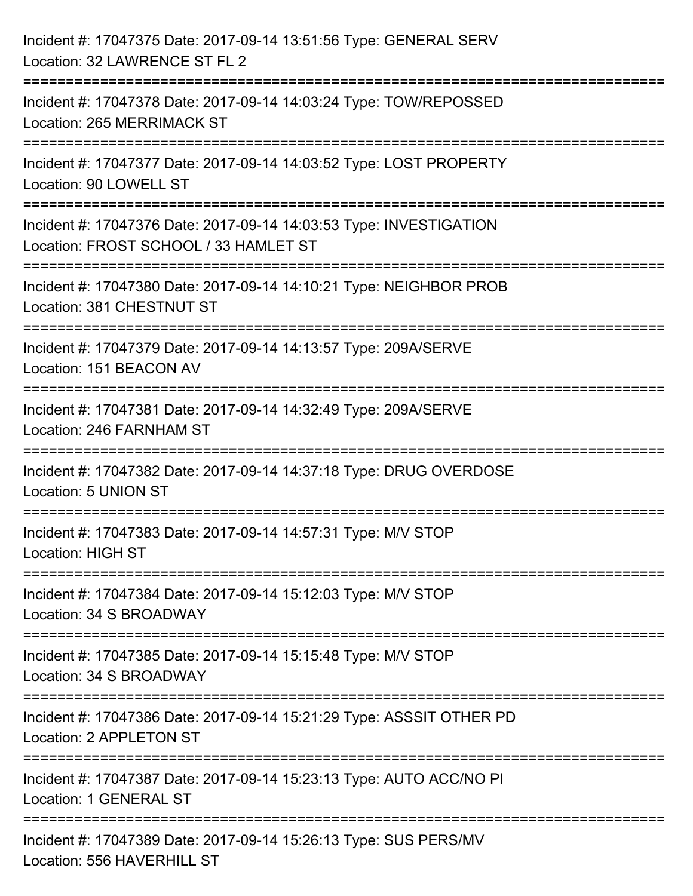Incident #: 17047375 Date: 2017-09-14 13:51:56 Type: GENERAL SERV
Location: 32 LAWRENCE ST FL 2

===========================================================================

Incident #: 17047378 Date: 2017-09-14 14:03:24 Type: TOW/REPOSSED
Location: 265 MERRIMACK ST

===========================================================================

Incident #: 17047377 Date: 2017-09-14 14:03:52 Type: LOST PROPERTY
Location: 90 LOWELL ST

===========================================================================

Incident #: 17047376 Date: 2017-09-14 14:03:53 Type: INVESTIGATION
Location: FROST SCHOOL / 33 HAMLET ST

===========================================================================

Incident #: 17047380 Date: 2017-09-14 14:10:21 Type: NEIGHBOR PROB
Location: 381 CHESTNUT ST

===========================================================================

Incident #: 17047379 Date: 2017-09-14 14:13:57 Type: 209A/SERVE
Location: 151 BEACON AV

===========================================================================

Incident #: 17047381 Date: 2017-09-14 14:32:49 Type: 209A/SERVE
Location: 246 FARNHAM ST

===========================================================================

Incident #: 17047382 Date: 2017-09-14 14:37:18 Type: DRUG OVERDOSE
Location: 5 UNION ST

===========================================================================

Incident #: 17047383 Date: 2017-09-14 14:57:31 Type: M/V STOP
Location: HIGH ST

===========================================================================

Incident #: 17047384 Date: 2017-09-14 15:12:03 Type: M/V STOP
Location: 34 S BROADWAY

===========================================================================

Incident #: 17047385 Date: 2017-09-14 15:15:48 Type: M/V STOP
Location: 34 S BROADWAY

===========================================================================

Incident #: 17047386 Date: 2017-09-14 15:21:29 Type: ASSSIT OTHER PD
Location: 2 APPLETON ST

===========================================================================

Incident #: 17047387 Date: 2017-09-14 15:23:13 Type: AUTO ACC/NO PI
Location: 1 GENERAL ST

===========================================================================

Incident #: 17047389 Date: 2017-09-14 15:26:13 Type: SUS PERS/MV
Location: 556 HAVERHILL ST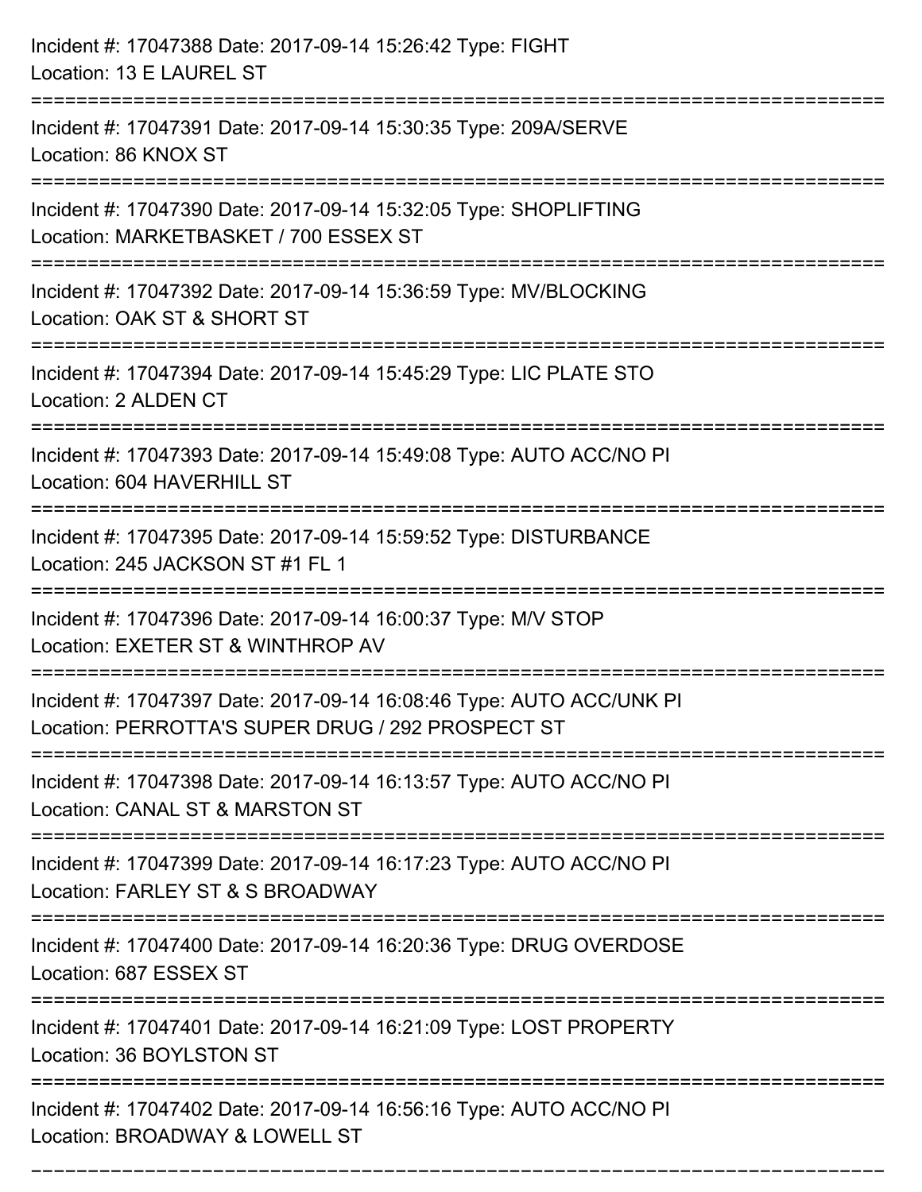Incident #: 17047388 Date: 2017-09-14 15:26:42 Type: FIGHT
Location: 13 E LAUREL ST

===========================================================================

Incident #: 17047391 Date: 2017-09-14 15:30:35 Type: 209A/SERVE
Location: 86 KNOX ST

===========================================================================

Incident #: 17047390 Date: 2017-09-14 15:32:05 Type: SHOPLIFTING
Location: MARKETBASKET / 700 ESSEX ST

===========================================================================

Incident #: 17047392 Date: 2017-09-14 15:36:59 Type: MV/BLOCKING
Location: OAK ST & SHORT ST

===========================================================================

Incident #: 17047394 Date: 2017-09-14 15:45:29 Type: LIC PLATE STO
Location: 2 ALDEN CT

===========================================================================

Incident #: 17047393 Date: 2017-09-14 15:49:08 Type: AUTO ACC/NO PI
Location: 604 HAVERHILL ST

===========================================================================

Incident #: 17047395 Date: 2017-09-14 15:59:52 Type: DISTURBANCE
Location: 245 JACKSON ST #1 FL 1

===========================================================================

Incident #: 17047396 Date: 2017-09-14 16:00:37 Type: M/V STOP
Location: EXETER ST & WINTHROP AV

===========================================================================

Incident #: 17047397 Date: 2017-09-14 16:08:46 Type: AUTO ACC/UNK PI
Location: PERROTTA'S SUPER DRUG / 292 PROSPECT ST

===========================================================================

Incident #: 17047398 Date: 2017-09-14 16:13:57 Type: AUTO ACC/NO PI
Location: CANAL ST & MARSTON ST

===========================================================================

Incident #: 17047399 Date: 2017-09-14 16:17:23 Type: AUTO ACC/NO PI
Location: FARLEY ST & S BROADWAY

===========================================================================

Incident #: 17047400 Date: 2017-09-14 16:20:36 Type: DRUG OVERDOSE
Location: 687 ESSEX ST

===========================================================================

Incident #: 17047401 Date: 2017-09-14 16:21:09 Type: LOST PROPERTY
Location: 36 BOYLSTON ST

===========================================================================

Incident #: 17047402 Date: 2017-09-14 16:56:16 Type: AUTO ACC/NO PI
Location: BROADWAY & LOWELL ST

===========================================================================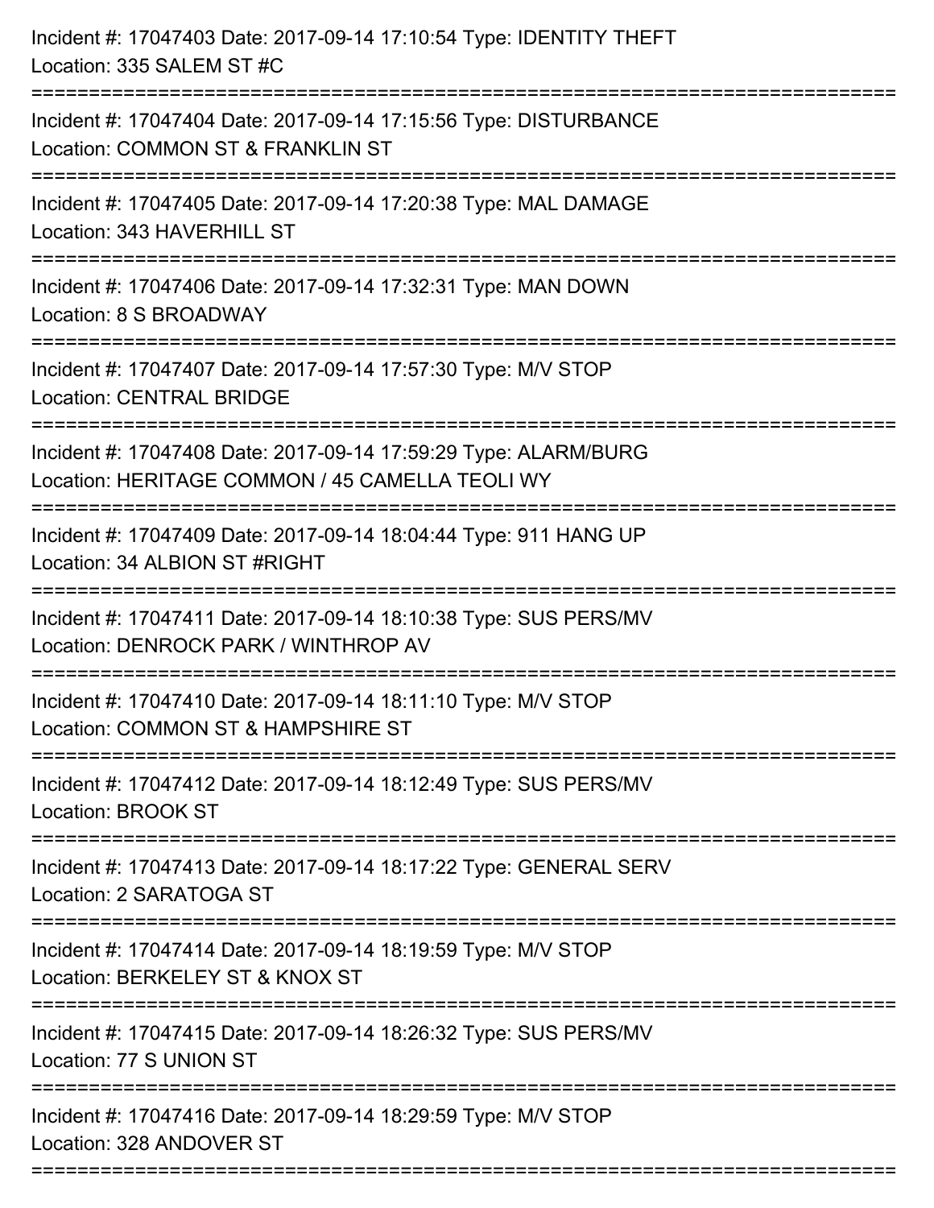Incident #: 17047403 Date: 2017-09-14 17:10:54 Type: IDENTITY THEFT
Location: 335 SALEM ST #C

===========================================================================

Incident #: 17047404 Date: 2017-09-14 17:15:56 Type: DISTURBANCE
Location: COMMON ST & FRANKLIN ST

===========================================================================

Incident #: 17047405 Date: 2017-09-14 17:20:38 Type: MAL DAMAGE
Location: 343 HAVERHILL ST

===========================================================================

Incident #: 17047406 Date: 2017-09-14 17:32:31 Type: MAN DOWN
Location: 8 S BROADWAY

===========================================================================

Incident #: 17047407 Date: 2017-09-14 17:57:30 Type: M/V STOP
Location: CENTRAL BRIDGE

===========================================================================

Incident #: 17047408 Date: 2017-09-14 17:59:29 Type: ALARM/BURG
Location: HERITAGE COMMON / 45 CAMELLA TEOLI WY

===========================================================================

Incident #: 17047409 Date: 2017-09-14 18:04:44 Type: 911 HANG UP
Location: 34 ALBION ST #RIGHT

===========================================================================

Incident #: 17047411 Date: 2017-09-14 18:10:38 Type: SUS PERS/MV
Location: DENROCK PARK / WINTHROP AV

===========================================================================

Incident #: 17047410 Date: 2017-09-14 18:11:10 Type: M/V STOP
Location: COMMON ST & HAMPSHIRE ST

===========================================================================

Incident #: 17047412 Date: 2017-09-14 18:12:49 Type: SUS PERS/MV
Location: BROOK ST

===========================================================================

Incident #: 17047413 Date: 2017-09-14 18:17:22 Type: GENERAL SERV
Location: 2 SARATOGA ST

===========================================================================

Incident #: 17047414 Date: 2017-09-14 18:19:59 Type: M/V STOP
Location: BERKELEY ST & KNOX ST

===========================================================================

Incident #: 17047415 Date: 2017-09-14 18:26:32 Type: SUS PERS/MV
Location: 77 S UNION ST

===========================================================================

Incident #: 17047416 Date: 2017-09-14 18:29:59 Type: M/V STOP
Location: 328 ANDOVER ST

===========================================================================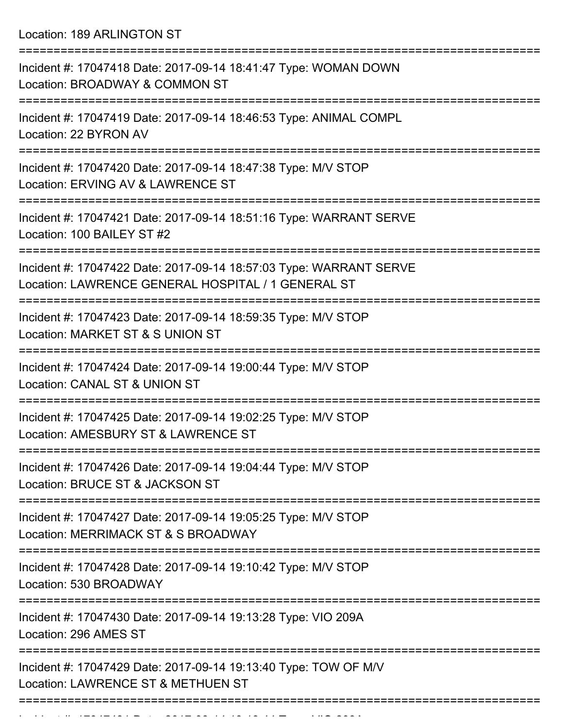Location: 189 ARLINGTON ST

===========================================================================

Incident #: 17047418 Date: 2017-09-14 18:41:47 Type: WOMAN DOWN
Location: BROADWAY & COMMON ST

===========================================================================

Incident #: 17047419 Date: 2017-09-14 18:46:53 Type: ANIMAL COMPL
Location: 22 BYRON AV

===========================================================================

Incident #: 17047420 Date: 2017-09-14 18:47:38 Type: M/V STOP
Location: ERVING AV & LAWRENCE ST

===========================================================================

Incident #: 17047421 Date: 2017-09-14 18:51:16 Type: WARRANT SERVE
Location: 100 BAILEY ST #2

===========================================================================

Incident #: 17047422 Date: 2017-09-14 18:57:03 Type: WARRANT SERVE
Location: LAWRENCE GENERAL HOSPITAL / 1 GENERAL ST

===========================================================================

Incident #: 17047423 Date: 2017-09-14 18:59:35 Type: M/V STOP
Location: MARKET ST & S UNION ST

===========================================================================

Incident #: 17047424 Date: 2017-09-14 19:00:44 Type: M/V STOP
Location: CANAL ST & UNION ST

===========================================================================

Incident #: 17047425 Date: 2017-09-14 19:02:25 Type: M/V STOP
Location: AMESBURY ST & LAWRENCE ST

===========================================================================

Incident #: 17047426 Date: 2017-09-14 19:04:44 Type: M/V STOP
Location: BRUCE ST & JACKSON ST

===========================================================================

Incident #: 17047427 Date: 2017-09-14 19:05:25 Type: M/V STOP
Location: MERRIMACK ST & S BROADWAY

===========================================================================

Incident #: 17047428 Date: 2017-09-14 19:10:42 Type: M/V STOP
Location: 530 BROADWAY

===========================================================================

Incident #: 17047430 Date: 2017-09-14 19:13:28 Type: VIO 209A
Location: 296 AMES ST

===========================================================================

Incident #: 17047429 Date: 2017-09-14 19:13:40 Type: TOW OF M/V
Location: LAWRENCE ST & METHUEN ST

===========================================================================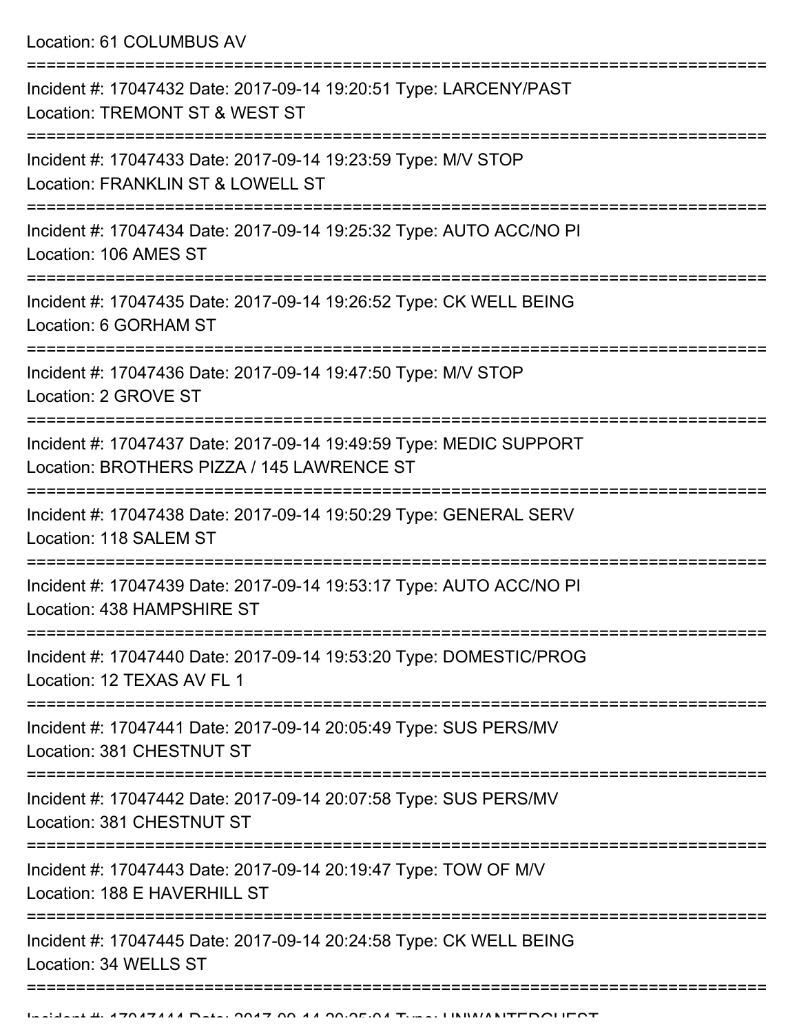Location: 61 COLUMBUS AV

===========================================================================

Incident #: 17047432 Date: 2017-09-14 19:20:51 Type: LARCENY/PAST
Location: TREMONT ST & WEST ST

===========================================================================

Incident #: 17047433 Date: 2017-09-14 19:23:59 Type: M/V STOP
Location: FRANKLIN ST & LOWELL ST

===========================================================================

Incident #: 17047434 Date: 2017-09-14 19:25:32 Type: AUTO ACC/NO PI
Location: 106 AMES ST

===========================================================================

Incident #: 17047435 Date: 2017-09-14 19:26:52 Type: CK WELL BEING
Location: 6 GORHAM ST

===========================================================================

Incident #: 17047436 Date: 2017-09-14 19:47:50 Type: M/V STOP
Location: 2 GROVE ST

===========================================================================

Incident #: 17047437 Date: 2017-09-14 19:49:59 Type: MEDIC SUPPORT
Location: BROTHERS PIZZA / 145 LAWRENCE ST

===========================================================================

Incident #: 17047438 Date: 2017-09-14 19:50:29 Type: GENERAL SERV
Location: 118 SALEM ST

===========================================================================

Incident #: 17047439 Date: 2017-09-14 19:53:17 Type: AUTO ACC/NO PI
Location: 438 HAMPSHIRE ST

===========================================================================

Incident #: 17047440 Date: 2017-09-14 19:53:20 Type: DOMESTIC/PROG
Location: 12 TEXAS AV FL 1

===========================================================================

Incident #: 17047441 Date: 2017-09-14 20:05:49 Type: SUS PERS/MV
Location: 381 CHESTNUT ST

===========================================================================

Incident #: 17047442 Date: 2017-09-14 20:07:58 Type: SUS PERS/MV
Location: 381 CHESTNUT ST

===========================================================================

Incident #: 17047443 Date: 2017-09-14 20:19:47 Type: TOW OF M/V
Location: 188 E HAVERHILL ST

===========================================================================

Incident #: 17047445 Date: 2017-09-14 20:24:58 Type: CK WELL BEING
Location: 34 WELLS ST

===========================================================================

Incident #: 17047444 Date: 2017-09-14 20:25:04 Type: UNWANTEDGUEST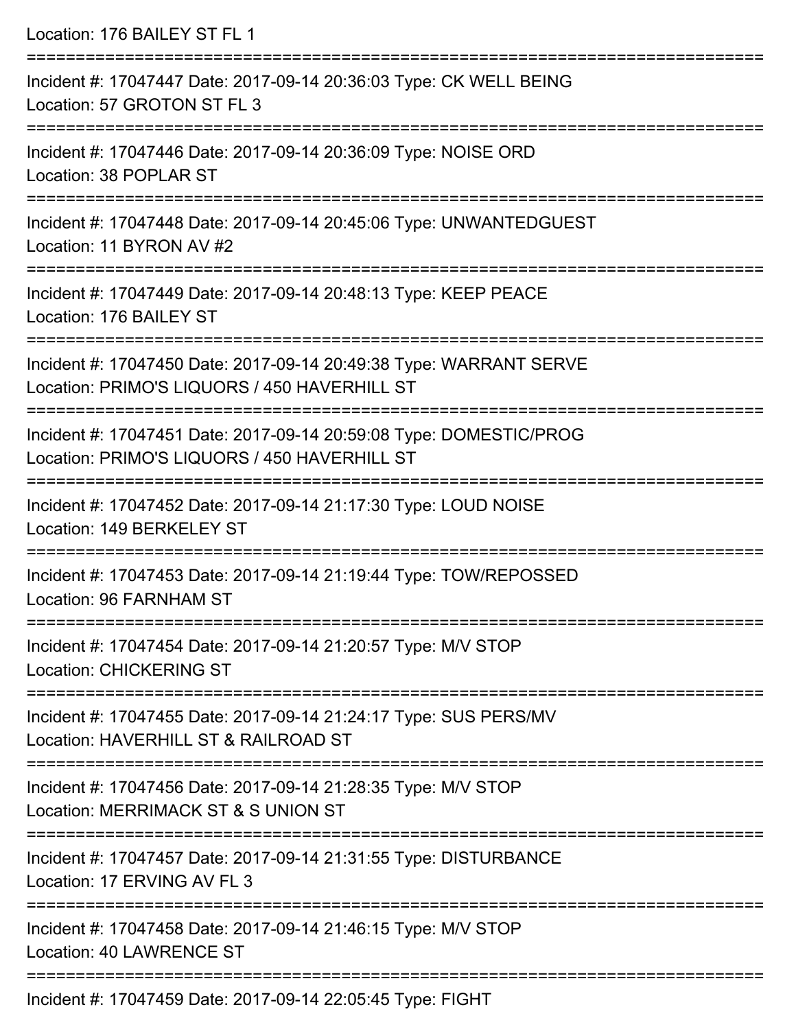Location: 176 BAILEY ST FL 1

===========================================================================

Incident #: 17047447 Date: 2017-09-14 20:36:03 Type: CK WELL BEING
Location: 57 GROTON ST FL 3

===========================================================================

Incident #: 17047446 Date: 2017-09-14 20:36:09 Type: NOISE ORD
Location: 38 POPLAR ST

===========================================================================

Incident #: 17047448 Date: 2017-09-14 20:45:06 Type: UNWANTEDGUEST
Location: 11 BYRON AV #2

===========================================================================

Incident #: 17047449 Date: 2017-09-14 20:48:13 Type: KEEP PEACE
Location: 176 BAILEY ST

===========================================================================

Incident #: 17047450 Date: 2017-09-14 20:49:38 Type: WARRANT SERVE
Location: PRIMO'S LIQUORS / 450 HAVERHILL ST

===========================================================================

Incident #: 17047451 Date: 2017-09-14 20:59:08 Type: DOMESTIC/PROG
Location: PRIMO'S LIQUORS / 450 HAVERHILL ST

===========================================================================

Incident #: 17047452 Date: 2017-09-14 21:17:30 Type: LOUD NOISE
Location: 149 BERKELEY ST

===========================================================================

Incident #: 17047453 Date: 2017-09-14 21:19:44 Type: TOW/REPOSSED
Location: 96 FARNHAM ST

===========================================================================

Incident #: 17047454 Date: 2017-09-14 21:20:57 Type: M/V STOP
Location: CHICKERING ST

===========================================================================

Incident #: 17047455 Date: 2017-09-14 21:24:17 Type: SUS PERS/MV
Location: HAVERHILL ST & RAILROAD ST

===========================================================================

Incident #: 17047456 Date: 2017-09-14 21:28:35 Type: M/V STOP
Location: MERRIMACK ST & S UNION ST

===========================================================================

Incident #: 17047457 Date: 2017-09-14 21:31:55 Type: DISTURBANCE
Location: 17 ERVING AV FL 3

===========================================================================

Incident #: 17047458 Date: 2017-09-14 21:46:15 Type: M/V STOP
Location: 40 LAWRENCE ST

===========================================================================

Incident #: 17047459 Date: 2017-09-14 22:05:45 Type: FIGHT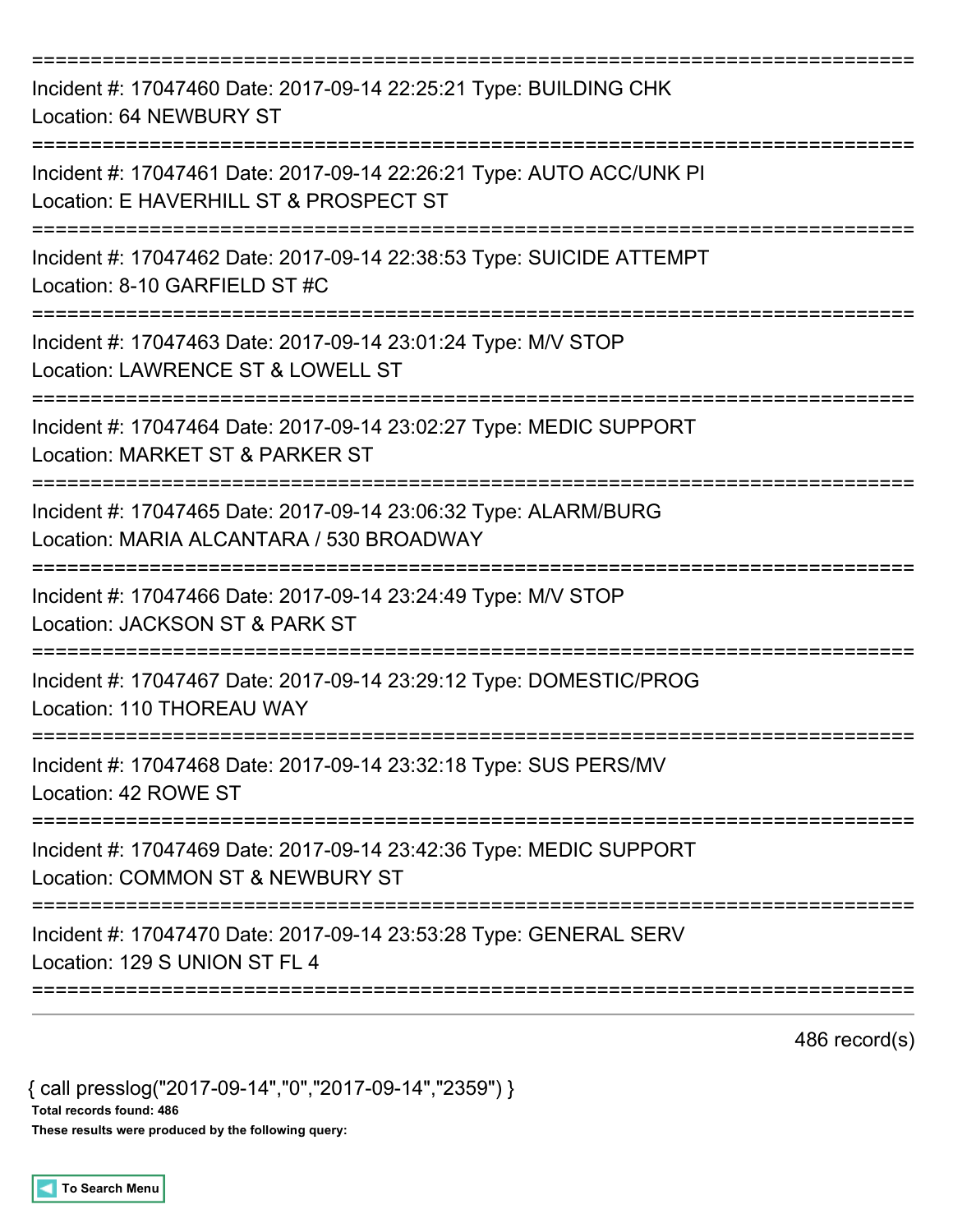===========================================================================

Incident #: 17047460 Date: 2017-09-14 22:25:21 Type: BUILDING CHK
Location: 64 NEWBURY ST

===========================================================================

Incident #: 17047461 Date: 2017-09-14 22:26:21 Type: AUTO ACC/UNK PI
Location: E HAVERHILL ST & PROSPECT ST

===========================================================================

Incident #: 17047462 Date: 2017-09-14 22:38:53 Type: SUICIDE ATTEMPT
Location: 8-10 GARFIELD ST #C

===========================================================================

Incident #: 17047463 Date: 2017-09-14 23:01:24 Type: M/V STOP
Location: LAWRENCE ST & LOWELL ST

===========================================================================

Incident #: 17047464 Date: 2017-09-14 23:02:27 Type: MEDIC SUPPORT
Location: MARKET ST & PARKER ST

===========================================================================

Incident #: 17047465 Date: 2017-09-14 23:06:32 Type: ALARM/BURG
Location: MARIA ALCANTARA / 530 BROADWAY

===========================================================================

Incident #: 17047466 Date: 2017-09-14 23:24:49 Type: M/V STOP
Location: JACKSON ST & PARK ST

===========================================================================

Incident #: 17047467 Date: 2017-09-14 23:29:12 Type: DOMESTIC/PROG
Location: 110 THOREAU WAY

===========================================================================

Incident #: 17047468 Date: 2017-09-14 23:32:18 Type: SUS PERS/MV
Location: 42 ROWE ST

===========================================================================

Incident #: 17047469 Date: 2017-09-14 23:42:36 Type: MEDIC SUPPORT
Location: COMMON ST & NEWBURY ST

===========================================================================

Incident #: 17047470 Date: 2017-09-14 23:53:28 Type: GENERAL SERV
Location: 129 S UNION ST FL 4

===========================================================================

486 record(s)

{ call presslog("2017-09-14","0","2017-09-14","2359") }

**Total records found: 486**

**These results were produced by the following query:**

To Search Menu